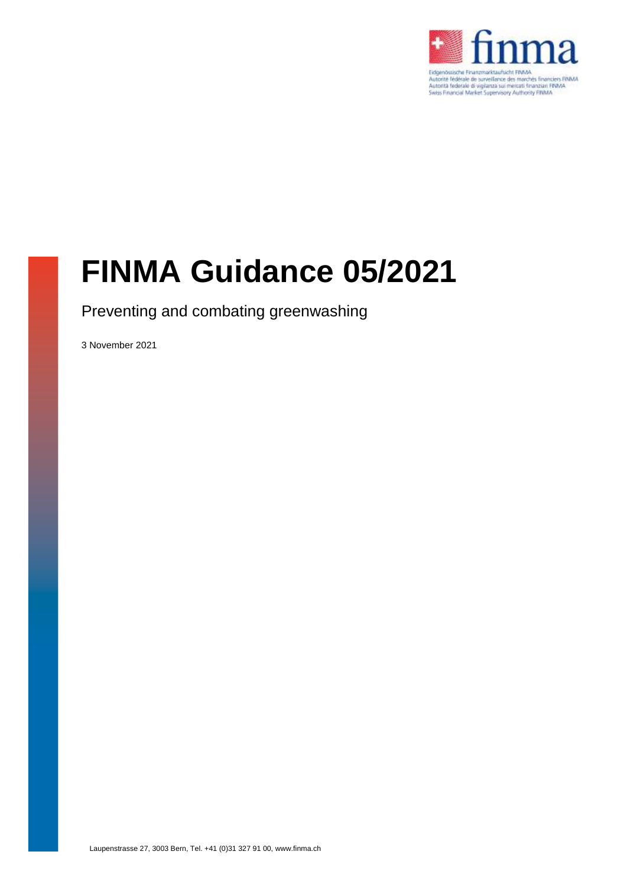Eidgenössische Finanzmarktaufsicht FINMA
Autorité fédérale de surveillance des marchés financiers FINMA
Autorità federale di vigilanza sui mercati finanziari FINMA
Swiss Financial Market Supervisory Authority FINMA

# FINMA Guidance 05/2021

Preventing and combating greenwashing

3 November 2021

Laupenstrasse 27, 3003 Bern, Tel. +41 (0)31 327 91 00, www.finma.ch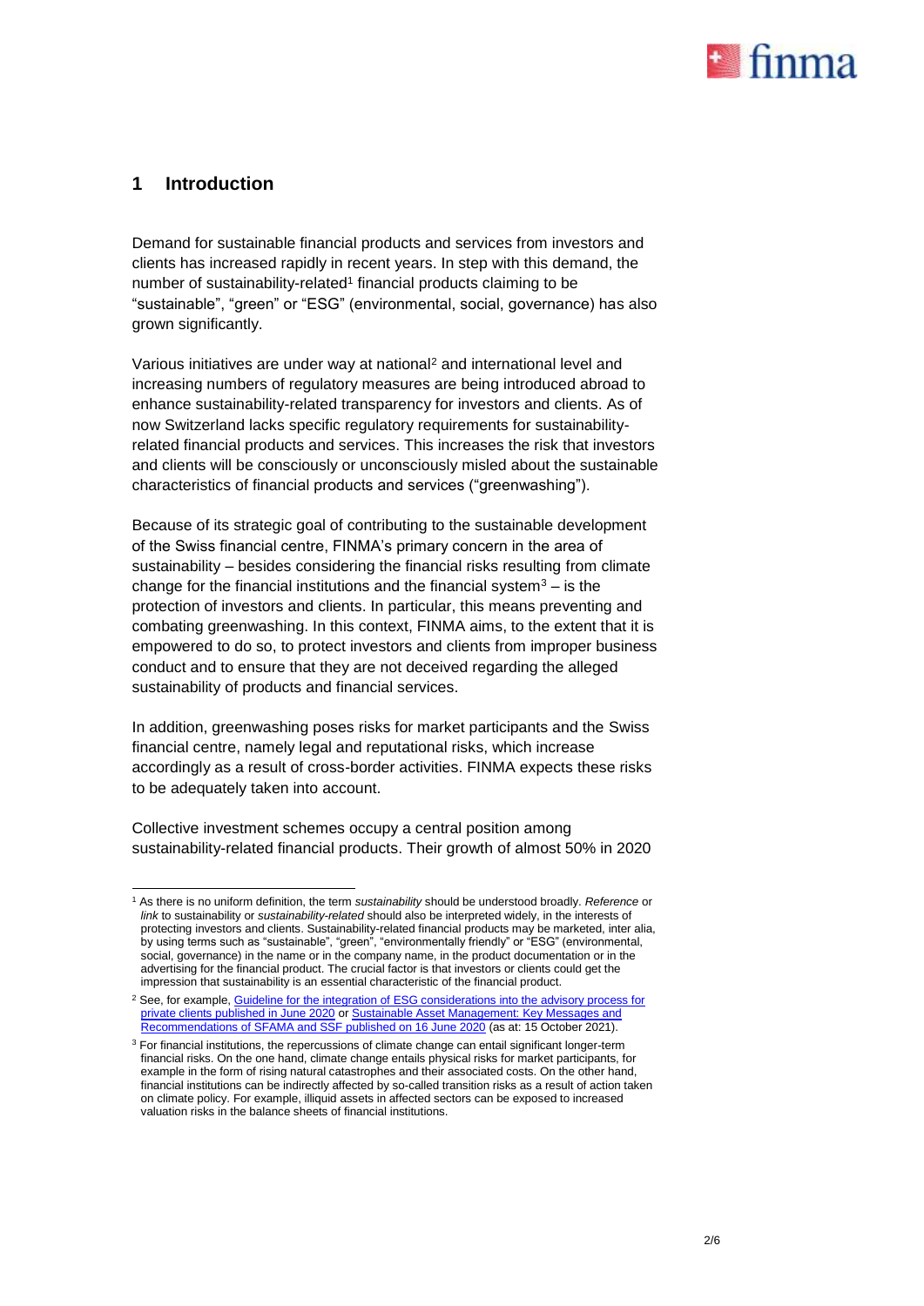## 1 Introduction

Demand for sustainable financial products and services from investors and clients has increased rapidly in recent years. In step with this demand, the number of sustainability-related[1] financial products claiming to be "sustainable", "green" or "ESG" (environmental, social, governance) has also grown significantly.

Various initiatives are under way at national[2] and international level and increasing numbers of regulatory measures are being introduced abroad to enhance sustainability-related transparency for investors and clients. As of now Switzerland lacks specific regulatory requirements for sustainability-related financial products and services. This increases the risk that investors and clients will be consciously or unconsciously misled about the sustainable characteristics of financial products and services ("greenwashing").

Because of its strategic goal of contributing to the sustainable development of the Swiss financial centre, FINMA's primary concern in the area of sustainability – besides considering the financial risks resulting from climate change for the financial institutions and the financial system[3] – is the protection of investors and clients. In particular, this means preventing and combating greenwashing. In this context, FINMA aims, to the extent that it is empowered to do so, to protect investors and clients from improper business conduct and to ensure that they are not deceived regarding the alleged sustainability of products and financial services.

In addition, greenwashing poses risks for market participants and the Swiss financial centre, namely legal and reputational risks, which increase accordingly as a result of cross-border activities. FINMA expects these risks to be adequately taken into account.

Collective investment schemes occupy a central position among sustainability-related financial products. Their growth of almost 50% in 2020

---

[1] As there is no uniform definition, the term *sustainability* should be understood broadly. *Reference* or *link* to sustainability or *sustainability-related* should also be interpreted widely, in the interests of protecting investors and clients. Sustainability-related financial products may be marketed, inter alia, by using terms such as "sustainable", "green", "environmentally friendly" or "ESG" (environmental, social, governance) in the name or in the company name, in the product documentation or in the advertising for the financial product. The crucial factor is that investors or clients could get the impression that sustainability is an essential characteristic of the financial product.

[2] See, for example, Guideline for the integration of ESG considerations into the advisory process for private clients published in June 2020 or Sustainable Asset Management: Key Messages and Recommendations of SFAMA and SSF published on 16 June 2020 (as at: 15 October 2021).

[3] For financial institutions, the repercussions of climate change can entail significant longer-term financial risks. On the one hand, climate change entails physical risks for market participants, for example in the form of rising natural catastrophes and their associated costs. On the other hand, financial institutions can be indirectly affected by so-called transition risks as a result of action taken on climate policy. For example, illiquid assets in affected sectors can be exposed to increased valuation risks in the balance sheets of financial institutions.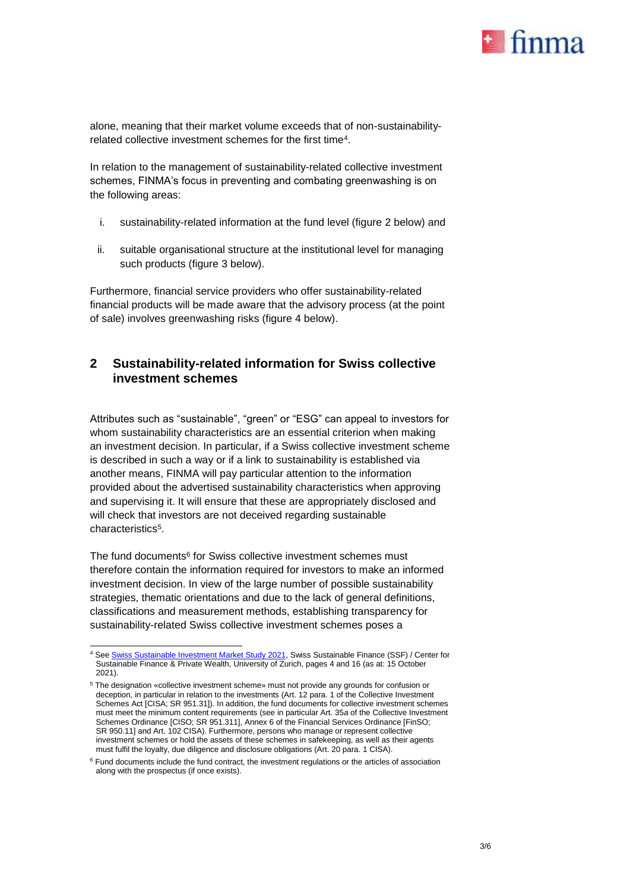alone, meaning that their market volume exceeds that of non-sustainability-related collective investment schemes for the first time[4].

In relation to the management of sustainability-related collective investment schemes, FINMA's focus in preventing and combating greenwashing is on the following areas:

i. sustainability-related information at the fund level (figure 2 below) and

ii. suitable organisational structure at the institutional level for managing such products (figure 3 below).

Furthermore, financial service providers who offer sustainability-related financial products will be made aware that the advisory process (at the point of sale) involves greenwashing risks (figure 4 below).

## 2 Sustainability-related information for Swiss collective investment schemes

Attributes such as "sustainable", "green" or "ESG" can appeal to investors for whom sustainability characteristics are an essential criterion when making an investment decision. In particular, if a Swiss collective investment scheme is described in such a way or if a link to sustainability is established via another means, FINMA will pay particular attention to the information provided about the advertised sustainability characteristics when approving and supervising it. It will ensure that these are appropriately disclosed and will check that investors are not deceived regarding sustainable characteristics[5].

The fund documents[6] for Swiss collective investment schemes must therefore contain the information required for investors to make an informed investment decision. In view of the large number of possible sustainability strategies, thematic orientations and due to the lack of general definitions, classifications and measurement methods, establishing transparency for sustainability-related Swiss collective investment schemes poses a

---

[4] See Swiss Sustainable Investment Market Study 2021, Swiss Sustainable Finance (SSF) / Center for Sustainable Finance & Private Wealth, University of Zurich, pages 4 and 16 (as at: 15 October 2021).

[5] The designation «collective investment scheme» must not provide any grounds for confusion or deception, in particular in relation to the investments (Art. 12 para. 1 of the Collective Investment Schemes Act [CISA; SR 951.31]). In addition, the fund documents for collective investment schemes must meet the minimum content requirements (see in particular Art. 35*a* of the Collective Investment Schemes Ordinance [CISO; SR 951.311], Annex 6 of the Financial Services Ordinance [FinSO; SR 950.11] and Art. 102 CISA). Furthermore, persons who manage or represent collective investment schemes or hold the assets of these schemes in safekeeping, as well as their agents must fulfil the loyalty, due diligence and disclosure obligations (Art. 20 para. 1 CISA).

[6] Fund documents include the fund contract, the investment regulations or the articles of association along with the prospectus (if once exists).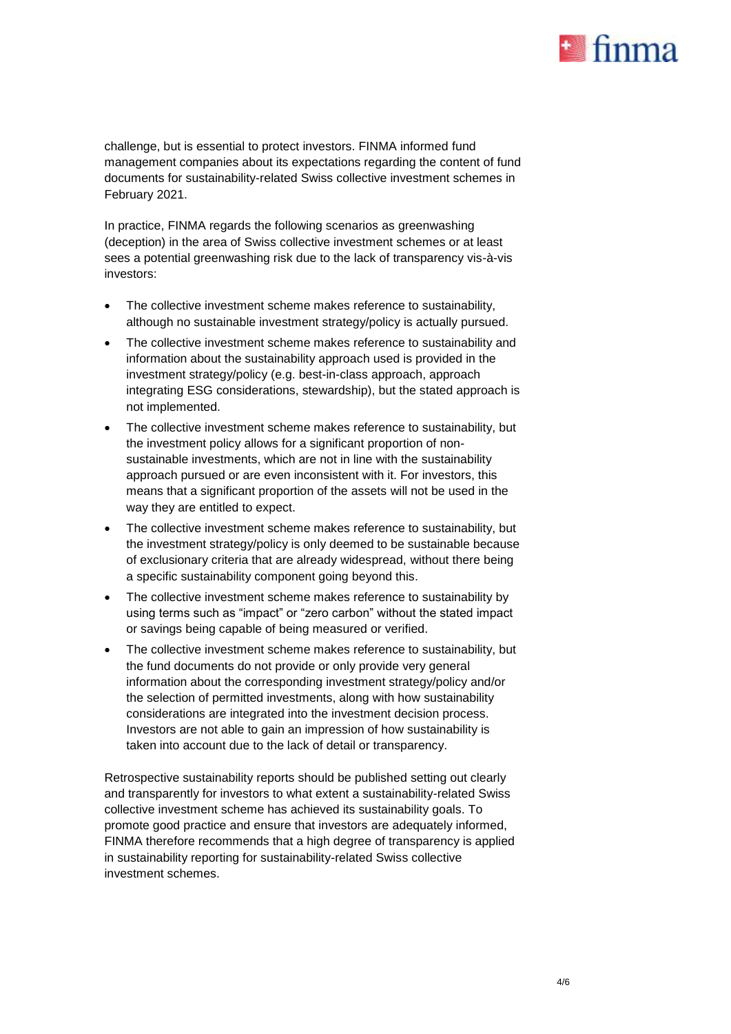challenge, but is essential to protect investors. FINMA informed fund management companies about its expectations regarding the content of fund documents for sustainability-related Swiss collective investment schemes in February 2021.

In practice, FINMA regards the following scenarios as greenwashing (deception) in the area of Swiss collective investment schemes or at least sees a potential greenwashing risk due to the lack of transparency vis-à-vis investors:

- The collective investment scheme makes reference to sustainability, although no sustainable investment strategy/policy is actually pursued.
- The collective investment scheme makes reference to sustainability and information about the sustainability approach used is provided in the investment strategy/policy (e.g. best-in-class approach, approach integrating ESG considerations, stewardship), but the stated approach is not implemented.
- The collective investment scheme makes reference to sustainability, but the investment policy allows for a significant proportion of non-sustainable investments, which are not in line with the sustainability approach pursued or are even inconsistent with it. For investors, this means that a significant proportion of the assets will not be used in the way they are entitled to expect.
- The collective investment scheme makes reference to sustainability, but the investment strategy/policy is only deemed to be sustainable because of exclusionary criteria that are already widespread, without there being a specific sustainability component going beyond this.
- The collective investment scheme makes reference to sustainability by using terms such as “impact” or “zero carbon” without the stated impact or savings being capable of being measured or verified.
- The collective investment scheme makes reference to sustainability, but the fund documents do not provide or only provide very general information about the corresponding investment strategy/policy and/or the selection of permitted investments, along with how sustainability considerations are integrated into the investment decision process. Investors are not able to gain an impression of how sustainability is taken into account due to the lack of detail or transparency.

Retrospective sustainability reports should be published setting out clearly and transparently for investors to what extent a sustainability-related Swiss collective investment scheme has achieved its sustainability goals. To promote good practice and ensure that investors are adequately informed, FINMA therefore recommends that a high degree of transparency is applied in sustainability reporting for sustainability-related Swiss collective investment schemes.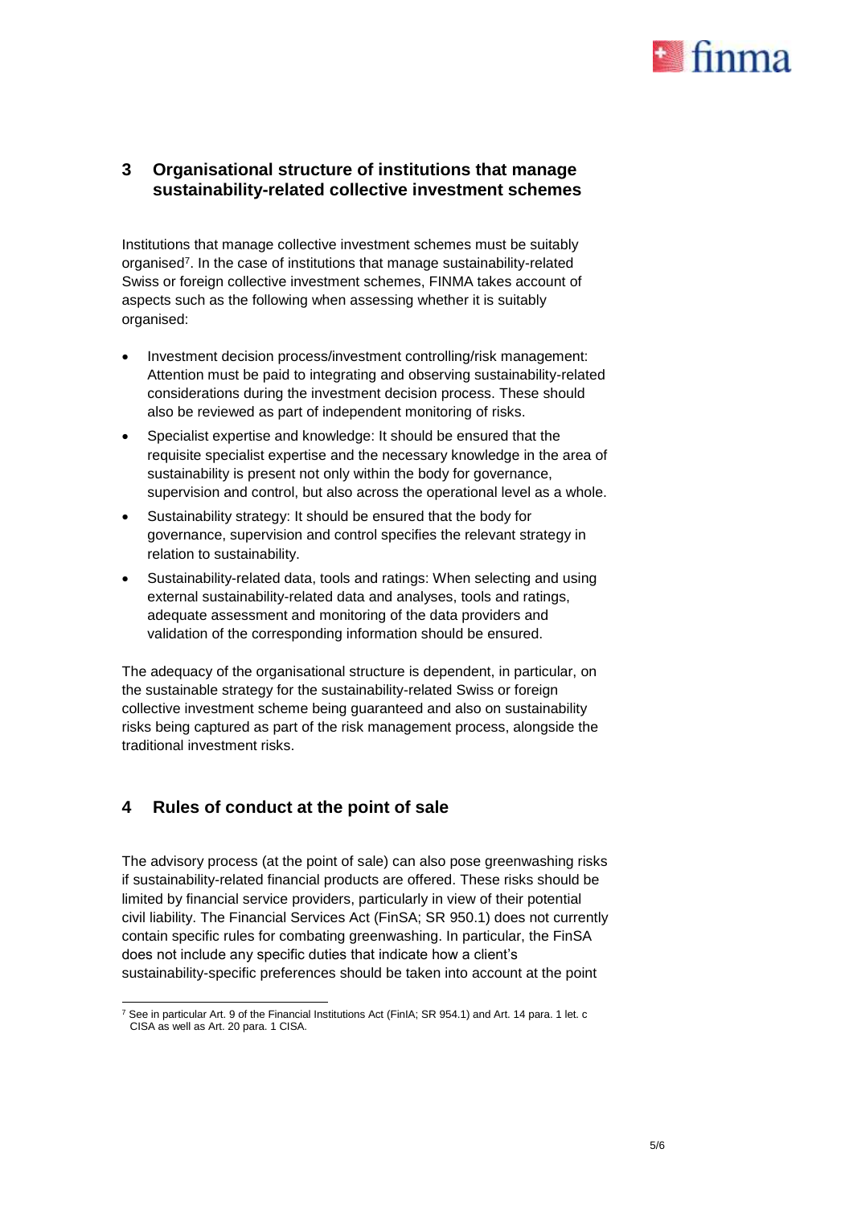## 3 Organisational structure of institutions that manage sustainability-related collective investment schemes

Institutions that manage collective investment schemes must be suitably organised[7]. In the case of institutions that manage sustainability-related Swiss or foreign collective investment schemes, FINMA takes account of aspects such as the following when assessing whether it is suitably organised:

- Investment decision process/investment controlling/risk management: Attention must be paid to integrating and observing sustainability-related considerations during the investment decision process. These should also be reviewed as part of independent monitoring of risks.
- Specialist expertise and knowledge: It should be ensured that the requisite specialist expertise and the necessary knowledge in the area of sustainability is present not only within the body for governance, supervision and control, but also across the operational level as a whole.
- Sustainability strategy: It should be ensured that the body for governance, supervision and control specifies the relevant strategy in relation to sustainability.
- Sustainability-related data, tools and ratings: When selecting and using external sustainability-related data and analyses, tools and ratings, adequate assessment and monitoring of the data providers and validation of the corresponding information should be ensured.

The adequacy of the organisational structure is dependent, in particular, on the sustainable strategy for the sustainability-related Swiss or foreign collective investment scheme being guaranteed and also on sustainability risks being captured as part of the risk management process, alongside the traditional investment risks.

## 4 Rules of conduct at the point of sale

The advisory process (at the point of sale) can also pose greenwashing risks if sustainability-related financial products are offered. These risks should be limited by financial service providers, particularly in view of their potential civil liability. The Financial Services Act (FinSA; SR 950.1) does not currently contain specific rules for combating greenwashing. In particular, the FinSA does not include any specific duties that indicate how a client's sustainability-specific preferences should be taken into account at the point

[7] See in particular Art. 9 of the Financial Institutions Act (FinIA; SR 954.1) and Art. 14 para. 1 let. c CISA as well as Art. 20 para. 1 CISA.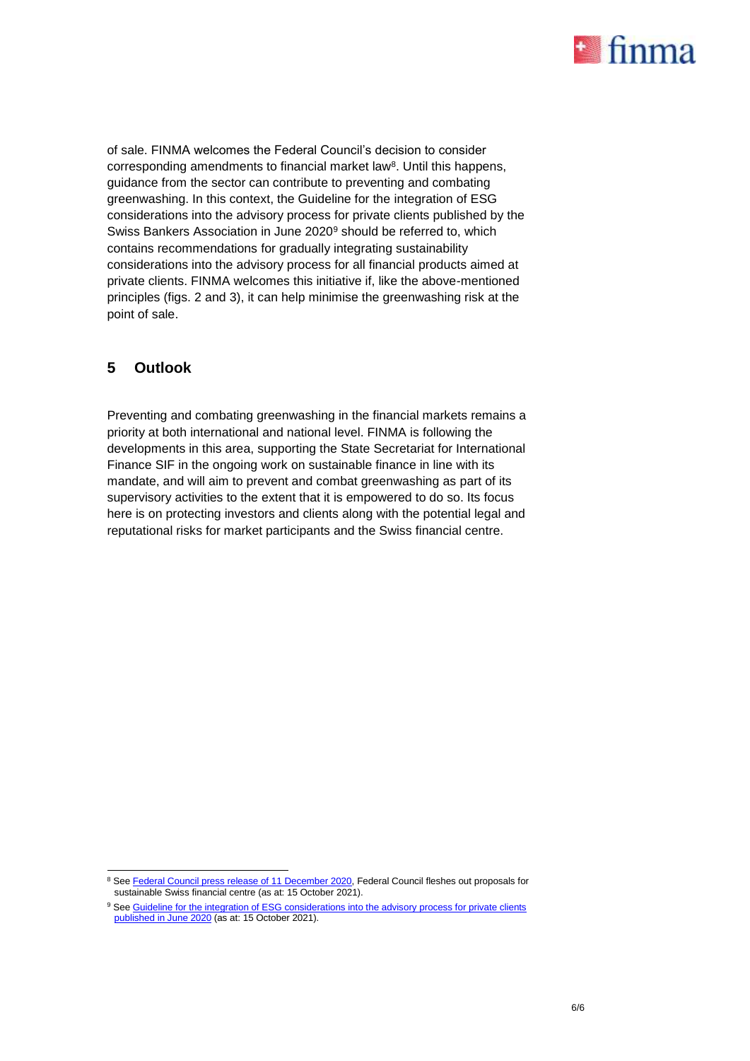of sale. FINMA welcomes the Federal Council's decision to consider corresponding amendments to financial market law[8]. Until this happens, guidance from the sector can contribute to preventing and combating greenwashing. In this context, the Guideline for the integration of ESG considerations into the advisory process for private clients published by the Swiss Bankers Association in June 2020[9] should be referred to, which contains recommendations for gradually integrating sustainability considerations into the advisory process for all financial products aimed at private clients. FINMA welcomes this initiative if, like the above-mentioned principles (figs. 2 and 3), it can help minimise the greenwashing risk at the point of sale.

## 5 Outlook

Preventing and combating greenwashing in the financial markets remains a priority at both international and national level. FINMA is following the developments in this area, supporting the State Secretariat for International Finance SIF in the ongoing work on sustainable finance in line with its mandate, and will aim to prevent and combat greenwashing as part of its supervisory activities to the extent that it is empowered to do so. Its focus here is on protecting investors and clients along with the potential legal and reputational risks for market participants and the Swiss financial centre.

---

[8] See Federal Council press release of 11 December 2020, Federal Council fleshes out proposals for sustainable Swiss financial centre (as at: 15 October 2021).

[9] See Guideline for the integration of ESG considerations into the advisory process for private clients published in June 2020 (as at: 15 October 2021).